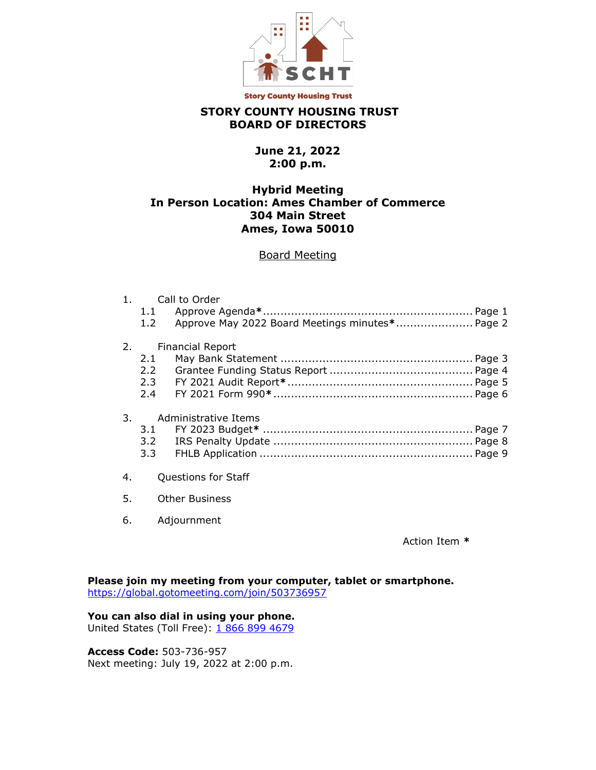Story County Housing Trust

# STORY COUNTY HOUSING TRUST
# BOARD OF DIRECTORS

**June 21, 2022**
**2:00 p.m.**

**Hybrid Meeting**
**In Person Location: Ames Chamber of Commerce**
**304 Main Street**
**Ames, Iowa 50010**

Board Meeting

1. Call to Order
   - 1.1 Approve Agenda**\*** .......... Page 1
   - 1.2 Approve May 2022 Board Meetings minutes**\*** .......... Page 2
2. Financial Report
   - 2.1 May Bank Statement .......... Page 3
   - 2.2 Grantee Funding Status Report .......... Page 4
   - 2.3 FY 2021 Audit Report**\*** .......... Page 5
   - 2.4 FY 2021 Form 990**\*** .......... Page 6
3. Administrative Items
   - 3.1 FY 2023 Budget**\*** .......... Page 7
   - 3.2 IRS Penalty Update .......... Page 8
   - 3.3 FHLB Application .......... Page 9
4. Questions for Staff
5. Other Business
6. Adjournment

Action Item **\***

**Please join my meeting from your computer, tablet or smartphone.**
https://global.gotomeeting.com/join/503736957

**You can also dial in using your phone.**
United States (Toll Free): 1 866 899 4679

**Access Code:** 503-736-957
Next meeting: July 19, 2022 at 2:00 p.m.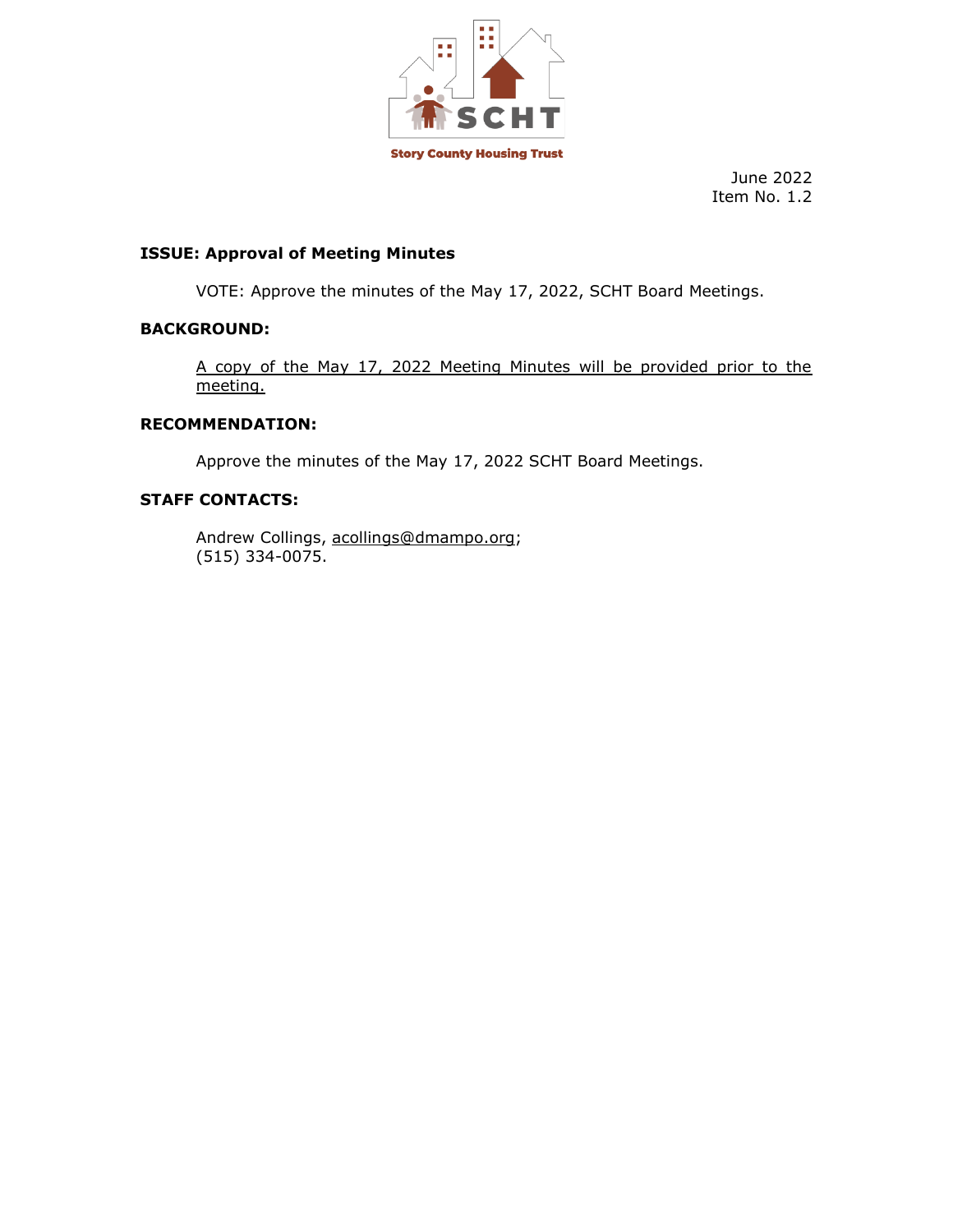SCHT

Story County Housing Trust

June 2022
Item No. 1.2

**ISSUE: Approval of Meeting Minutes**

VOTE: Approve the minutes of the May 17, 2022, SCHT Board Meetings.

**BACKGROUND:**

A copy of the May 17, 2022 Meeting Minutes will be provided prior to the meeting.

**RECOMMENDATION:**

Approve the minutes of the May 17, 2022 SCHT Board Meetings.

**STAFF CONTACTS:**

Andrew Collings, acollings@dmampo.org;
(515) 334-0075.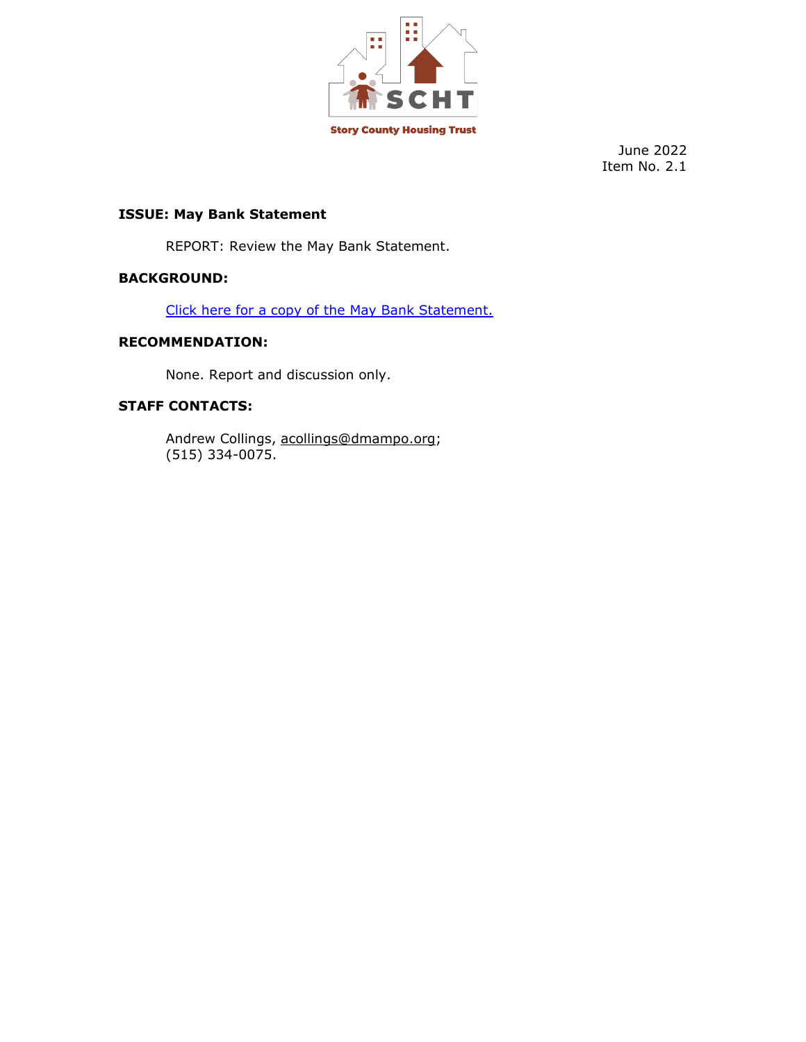Story County Housing Trust

June 2022
Item No. 2.1

**ISSUE: May Bank Statement**

REPORT: Review the May Bank Statement.

**BACKGROUND:**

Click here for a copy of the May Bank Statement.

**RECOMMENDATION:**

None. Report and discussion only.

**STAFF CONTACTS:**

Andrew Collings, acollings@dmampo.org;
(515) 334-0075.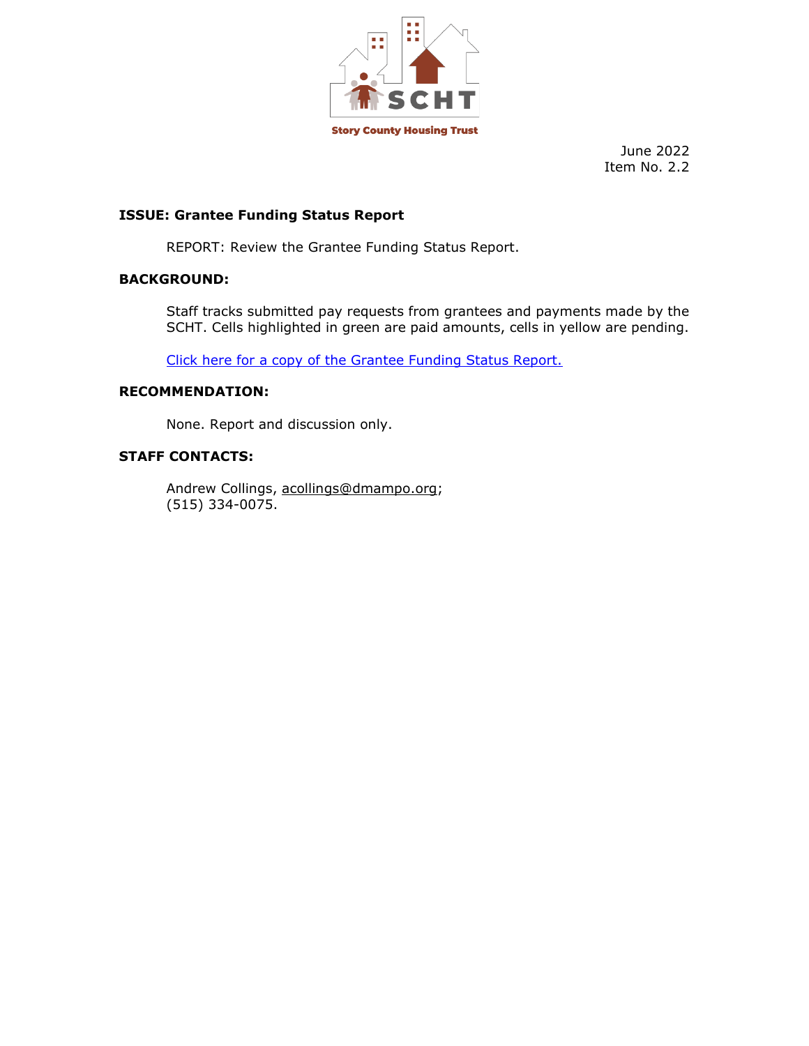Story County Housing Trust

June 2022
Item No. 2.2

**ISSUE: Grantee Funding Status Report**

REPORT: Review the Grantee Funding Status Report.

**BACKGROUND:**

Staff tracks submitted pay requests from grantees and payments made by the SCHT. Cells highlighted in green are paid amounts, cells in yellow are pending.

Click here for a copy of the Grantee Funding Status Report.

**RECOMMENDATION:**

None. Report and discussion only.

**STAFF CONTACTS:**

Andrew Collings, acollings@dmampo.org;
(515) 334-0075.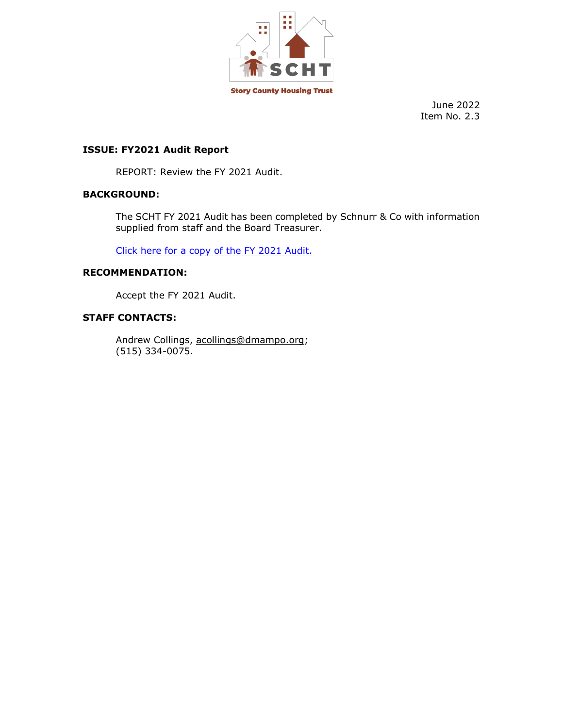Story County Housing Trust

June 2022
Item No. 2.3

**ISSUE: FY2021 Audit Report**

REPORT: Review the FY 2021 Audit.

**BACKGROUND:**

The SCHT FY 2021 Audit has been completed by Schnurr & Co with information supplied from staff and the Board Treasurer.

Click here for a copy of the FY 2021 Audit.

**RECOMMENDATION:**

Accept the FY 2021 Audit.

**STAFF CONTACTS:**

Andrew Collings, acollings@dmampo.org;
(515) 334-0075.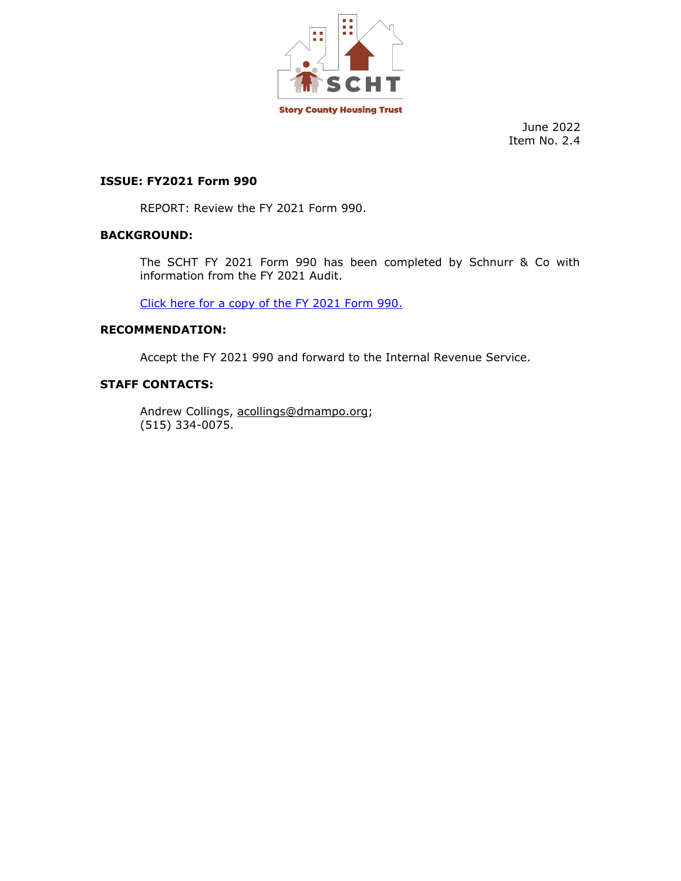Story County Housing Trust

June 2022
Item No. 2.4

**ISSUE: FY2021 Form 990**

REPORT: Review the FY 2021 Form 990.

**BACKGROUND:**

The SCHT FY 2021 Form 990 has been completed by Schnurr & Co with information from the FY 2021 Audit.

Click here for a copy of the FY 2021 Form 990.

**RECOMMENDATION:**

Accept the FY 2021 990 and forward to the Internal Revenue Service.

**STAFF CONTACTS:**

Andrew Collings, acollings@dmampo.org;
(515) 334-0075.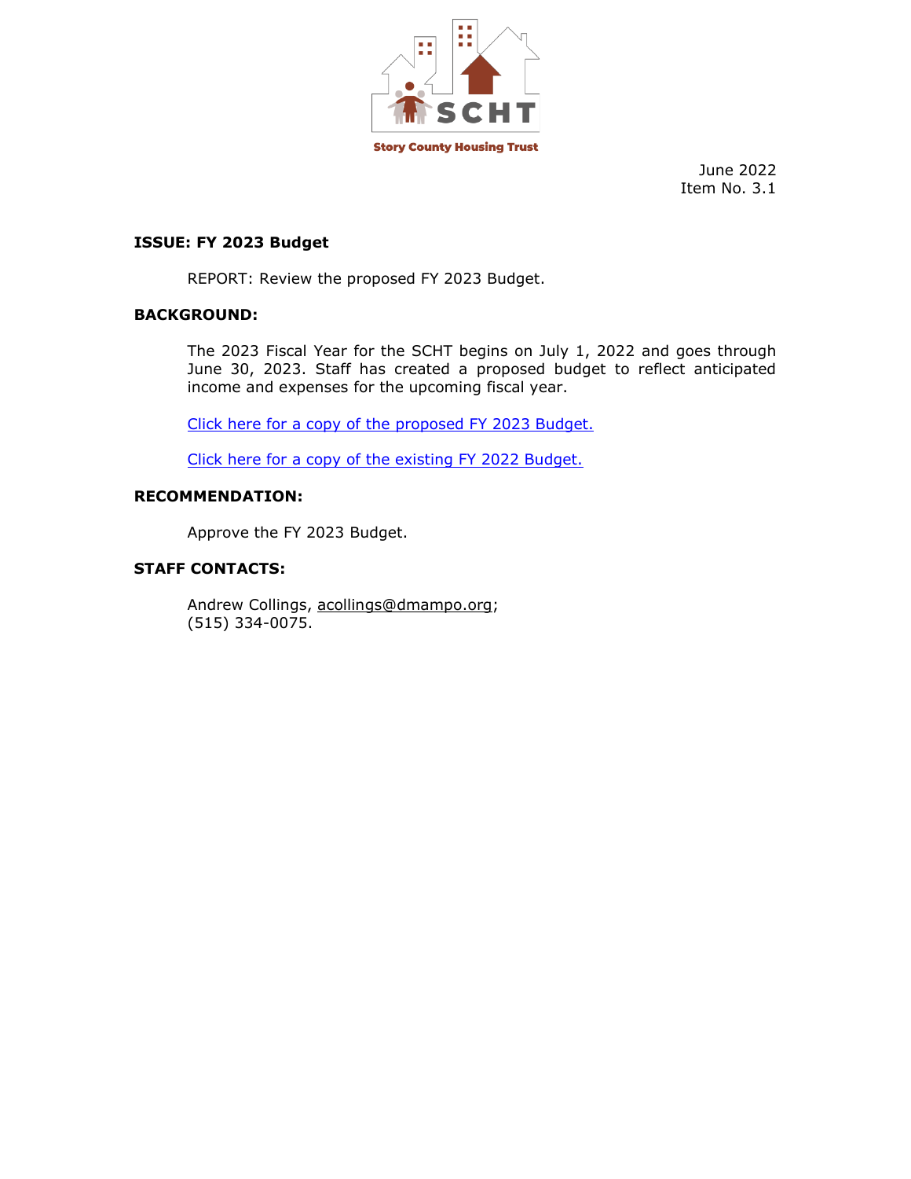Story County Housing Trust

June 2022
Item No. 3.1

**ISSUE: FY 2023 Budget**

REPORT: Review the proposed FY 2023 Budget.

**BACKGROUND:**

The 2023 Fiscal Year for the SCHT begins on July 1, 2022 and goes through June 30, 2023. Staff has created a proposed budget to reflect anticipated income and expenses for the upcoming fiscal year.

Click here for a copy of the proposed FY 2023 Budget.

Click here for a copy of the existing FY 2022 Budget.

**RECOMMENDATION:**

Approve the FY 2023 Budget.

**STAFF CONTACTS:**

Andrew Collings, acollings@dmampo.org;
(515) 334-0075.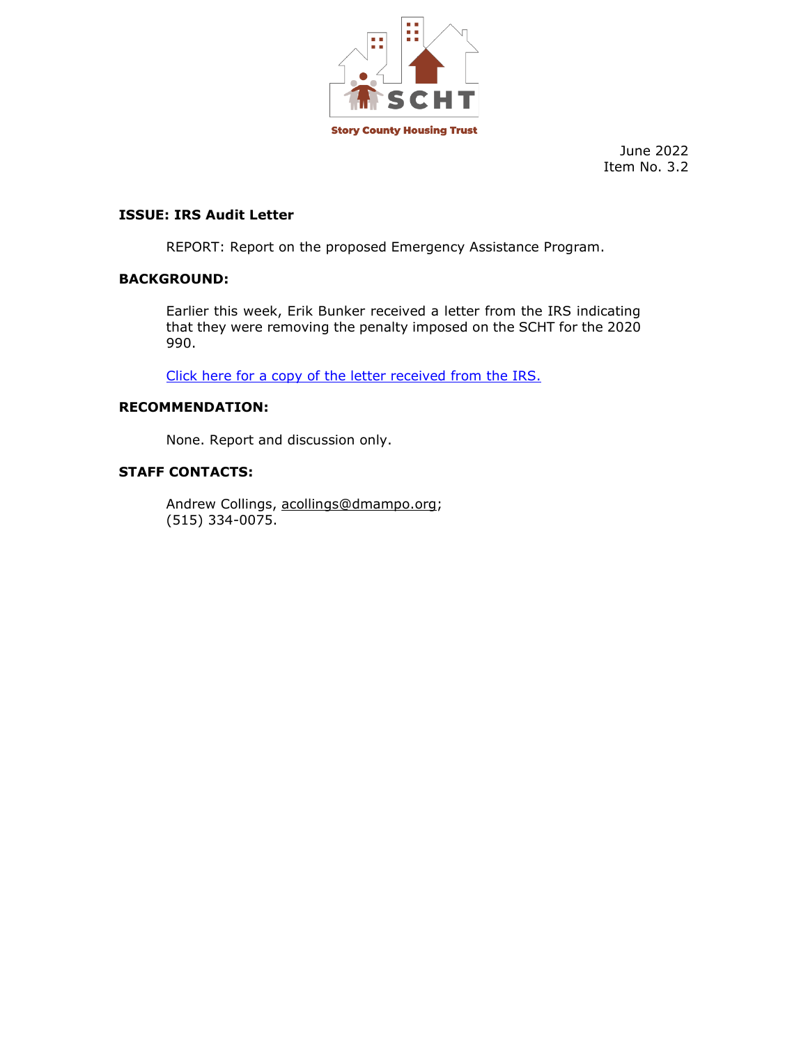Story County Housing Trust

June 2022
Item No. 3.2

**ISSUE: IRS Audit Letter**

REPORT: Report on the proposed Emergency Assistance Program.

**BACKGROUND:**

Earlier this week, Erik Bunker received a letter from the IRS indicating that they were removing the penalty imposed on the SCHT for the 2020 990.

Click here for a copy of the letter received from the IRS.

**RECOMMENDATION:**

None. Report and discussion only.

**STAFF CONTACTS:**

Andrew Collings, acollings@dmampo.org;
(515) 334-0075.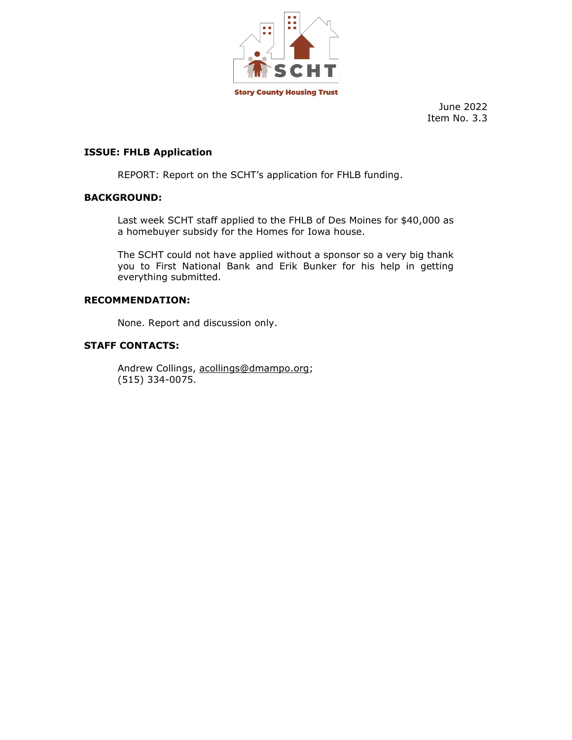Story County Housing Trust

June 2022
Item No. 3.3

**ISSUE: FHLB Application**

REPORT: Report on the SCHT's application for FHLB funding.

**BACKGROUND:**

Last week SCHT staff applied to the FHLB of Des Moines for $40,000 as a homebuyer subsidy for the Homes for Iowa house.

The SCHT could not have applied without a sponsor so a very big thank you to First National Bank and Erik Bunker for his help in getting everything submitted.

**RECOMMENDATION:**

None. Report and discussion only.

**STAFF CONTACTS:**

Andrew Collings, acollings@dmampo.org;
(515) 334-0075.